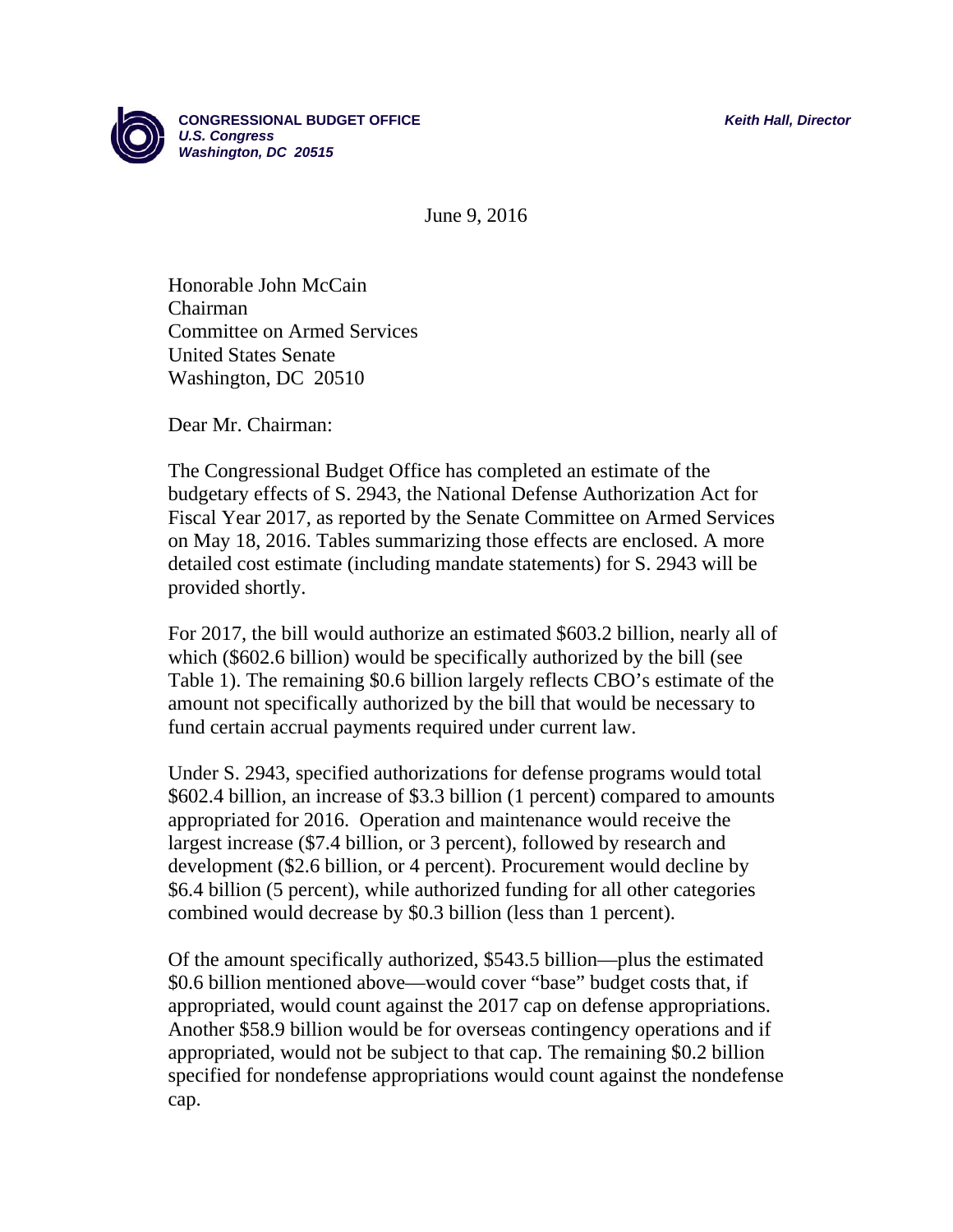**CONGRESSIONAL BUDGET OFFICE**
***U.S. Congress***
***Washington, DC 20515***

***Keith Hall, Director***

June 9, 2016

Honorable John McCain
Chairman
Committee on Armed Services
United States Senate
Washington, DC 20510

Dear Mr. Chairman:

The Congressional Budget Office has completed an estimate of the budgetary effects of S. 2943, the National Defense Authorization Act for Fiscal Year 2017, as reported by the Senate Committee on Armed Services on May 18, 2016. Tables summarizing those effects are enclosed. A more detailed cost estimate (including mandate statements) for S. 2943 will be provided shortly.

For 2017, the bill would authorize an estimated $603.2 billion, nearly all of which ($602.6 billion) would be specifically authorized by the bill (see Table 1). The remaining $0.6 billion largely reflects CBO's estimate of the amount not specifically authorized by the bill that would be necessary to fund certain accrual payments required under current law.

Under S. 2943, specified authorizations for defense programs would total $602.4 billion, an increase of $3.3 billion (1 percent) compared to amounts appropriated for 2016. Operation and maintenance would receive the largest increase ($7.4 billion, or 3 percent), followed by research and development ($2.6 billion, or 4 percent). Procurement would decline by $6.4 billion (5 percent), while authorized funding for all other categories combined would decrease by $0.3 billion (less than 1 percent).

Of the amount specifically authorized, $543.5 billion—plus the estimated $0.6 billion mentioned above—would cover "base" budget costs that, if appropriated, would count against the 2017 cap on defense appropriations. Another $58.9 billion would be for overseas contingency operations and if appropriated, would not be subject to that cap. The remaining $0.2 billion specified for nondefense appropriations would count against the nondefense cap.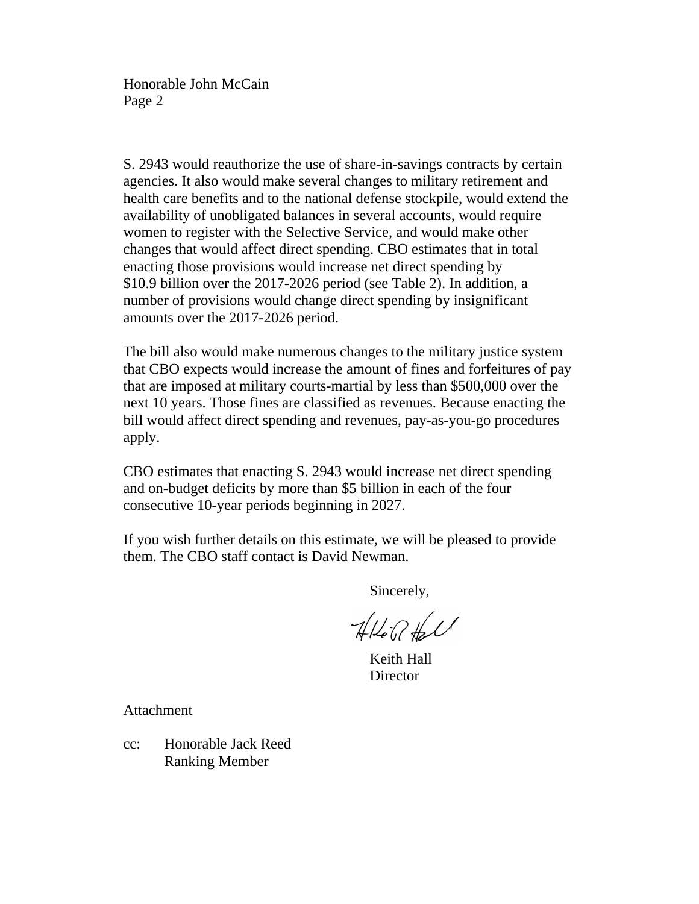S. 2943 would reauthorize the use of share-in-savings contracts by certain agencies. It also would make several changes to military retirement and health care benefits and to the national defense stockpile, would extend the availability of unobligated balances in several accounts, would require women to register with the Selective Service, and would make other changes that would affect direct spending. CBO estimates that in total enacting those provisions would increase net direct spending by $10.9 billion over the 2017-2026 period (see Table 2). In addition, a number of provisions would change direct spending by insignificant amounts over the 2017-2026 period.

The bill also would make numerous changes to the military justice system that CBO expects would increase the amount of fines and forfeitures of pay that are imposed at military courts-martial by less than $500,000 over the next 10 years. Those fines are classified as revenues. Because enacting the bill would affect direct spending and revenues, pay-as-you-go procedures apply.

CBO estimates that enacting S. 2943 would increase net direct spending and on-budget deficits by more than $5 billion in each of the four consecutive 10-year periods beginning in 2027.

If you wish further details on this estimate, we will be pleased to provide them. The CBO staff contact is David Newman.

Sincerely,

Keith Hall
Director

Attachment

cc: Honorable Jack Reed
Ranking Member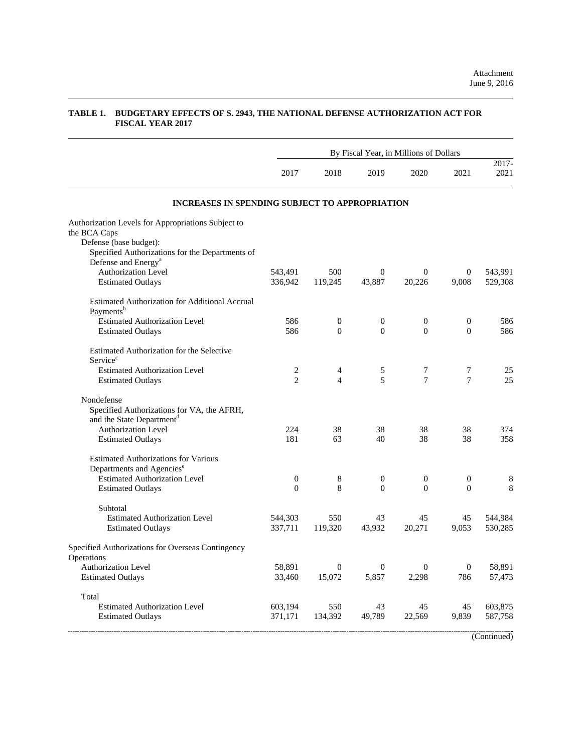Attachment
June 9, 2016

**TABLE 1. BUDGETARY EFFECTS OF S. 2943, THE NATIONAL DEFENSE AUTHORIZATION ACT FOR FISCAL YEAR 2017**

| | By Fiscal Year, in Millions of Dollars | | | | | |
|---|---|---|---|---|---|---|
| | 2017 | 2018 | 2019 | 2020 | 2021 | 2017-2021 |
| **INCREASES IN SPENDING SUBJECT TO APPROPRIATION** | | | | | | |
| Authorization Levels for Appropriations Subject to the BCA Caps | | | | | | |
| Defense (base budget): | | | | | | |
| Specified Authorizations for the Departments of Defense and Energy[a] | | | | | | |
| Authorization Level | 543,491 | 500 | 0 | 0 | 0 | 543,991 |
| Estimated Outlays | 336,942 | 119,245 | 43,887 | 20,226 | 9,008 | 529,308 |
| Estimated Authorization for Additional Accrual Payments[b] | | | | | | |
| Estimated Authorization Level | 586 | 0 | 0 | 0 | 0 | 586 |
| Estimated Outlays | 586 | 0 | 0 | 0 | 0 | 586 |
| Estimated Authorization for the Selective Service[c] | | | | | | |
| Estimated Authorization Level | 2 | 4 | 5 | 7 | 7 | 25 |
| Estimated Outlays | 2 | 4 | 5 | 7 | 7 | 25 |
| Nondefense | | | | | | |
| Specified Authorizations for VA, the AFRH, and the State Department[d] | | | | | | |
| Authorization Level | 224 | 38 | 38 | 38 | 38 | 374 |
| Estimated Outlays | 181 | 63 | 40 | 38 | 38 | 358 |
| Estimated Authorizations for Various Departments and Agencies[e] | | | | | | |
| Estimated Authorization Level | 0 | 8 | 0 | 0 | 0 | 8 |
| Estimated Outlays | 0 | 8 | 0 | 0 | 0 | 8 |
| Subtotal | | | | | | |
| Estimated Authorization Level | 544,303 | 550 | 43 | 45 | 45 | 544,984 |
| Estimated Outlays | 337,711 | 119,320 | 43,932 | 20,271 | 9,053 | 530,285 |
| Specified Authorizations for Overseas Contingency Operations | | | | | | |
| Authorization Level | 58,891 | 0 | 0 | 0 | 0 | 58,891 |
| Estimated Outlays | 33,460 | 15,072 | 5,857 | 2,298 | 786 | 57,473 |
| Total | | | | | | |
| Estimated Authorization Level | 603,194 | 550 | 43 | 45 | 45 | 603,875 |
| Estimated Outlays | 371,171 | 134,392 | 49,789 | 22,569 | 9,839 | 587,758 |

(Continued)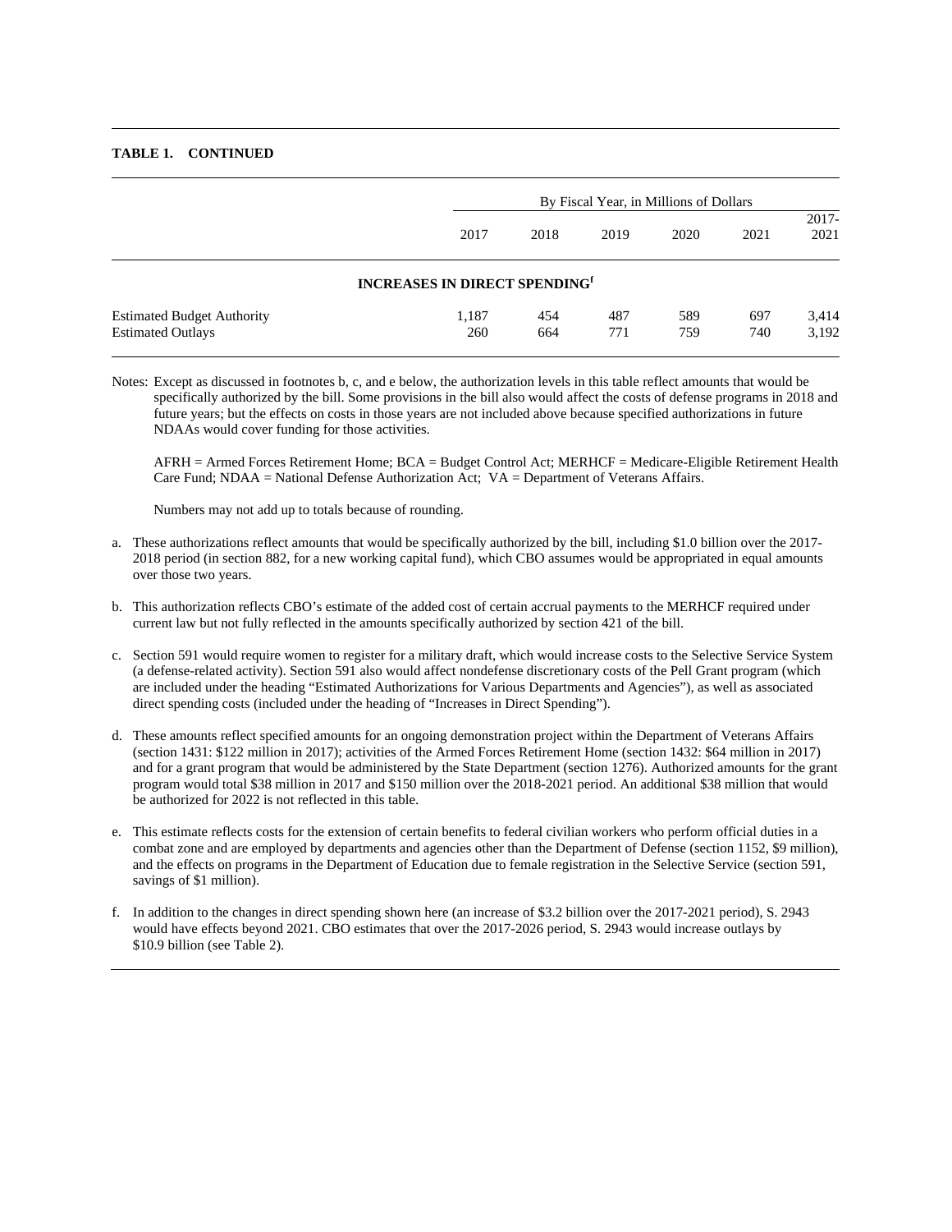**TABLE 1. CONTINUED**

| | By Fiscal Year, in Millions of Dollars | | | | | |
|---|---|---|---|---|---|---|
| | 2017 | 2018 | 2019 | 2020 | 2021 | 2017-2021 |
| **INCREASES IN DIRECT SPENDING**[f] | | | | | | |
| Estimated Budget Authority | 1,187 | 454 | 487 | 589 | 697 | 3,414 |
| Estimated Outlays | 260 | 664 | 771 | 759 | 740 | 3,192 |

Notes: Except as discussed in footnotes b, c, and e below, the authorization levels in this table reflect amounts that would be specifically authorized by the bill. Some provisions in the bill also would affect the costs of defense programs in 2018 and future years; but the effects on costs in those years are not included above because specified authorizations in future NDAAs would cover funding for those activities.

AFRH = Armed Forces Retirement Home; BCA = Budget Control Act; MERHCF = Medicare-Eligible Retirement Health Care Fund; NDAA = National Defense Authorization Act; VA = Department of Veterans Affairs.

Numbers may not add up to totals because of rounding.

a. These authorizations reflect amounts that would be specifically authorized by the bill, including $1.0 billion over the 2017-2018 period (in section 882, for a new working capital fund), which CBO assumes would be appropriated in equal amounts over those two years.

b. This authorization reflects CBO's estimate of the added cost of certain accrual payments to the MERHCF required under current law but not fully reflected in the amounts specifically authorized by section 421 of the bill.

c. Section 591 would require women to register for a military draft, which would increase costs to the Selective Service System (a defense-related activity). Section 591 also would affect nondefense discretionary costs of the Pell Grant program (which are included under the heading "Estimated Authorizations for Various Departments and Agencies"), as well as associated direct spending costs (included under the heading of "Increases in Direct Spending").

d. These amounts reflect specified amounts for an ongoing demonstration project within the Department of Veterans Affairs (section 1431: $122 million in 2017); activities of the Armed Forces Retirement Home (section 1432: $64 million in 2017) and for a grant program that would be administered by the State Department (section 1276). Authorized amounts for the grant program would total $38 million in 2017 and $150 million over the 2018-2021 period. An additional $38 million that would be authorized for 2022 is not reflected in this table.

e. This estimate reflects costs for the extension of certain benefits to federal civilian workers who perform official duties in a combat zone and are employed by departments and agencies other than the Department of Defense (section 1152, $9 million), and the effects on programs in the Department of Education due to female registration in the Selective Service (section 591, savings of $1 million).

f. In addition to the changes in direct spending shown here (an increase of $3.2 billion over the 2017-2021 period), S. 2943 would have effects beyond 2021. CBO estimates that over the 2017-2026 period, S. 2943 would increase outlays by $10.9 billion (see Table 2).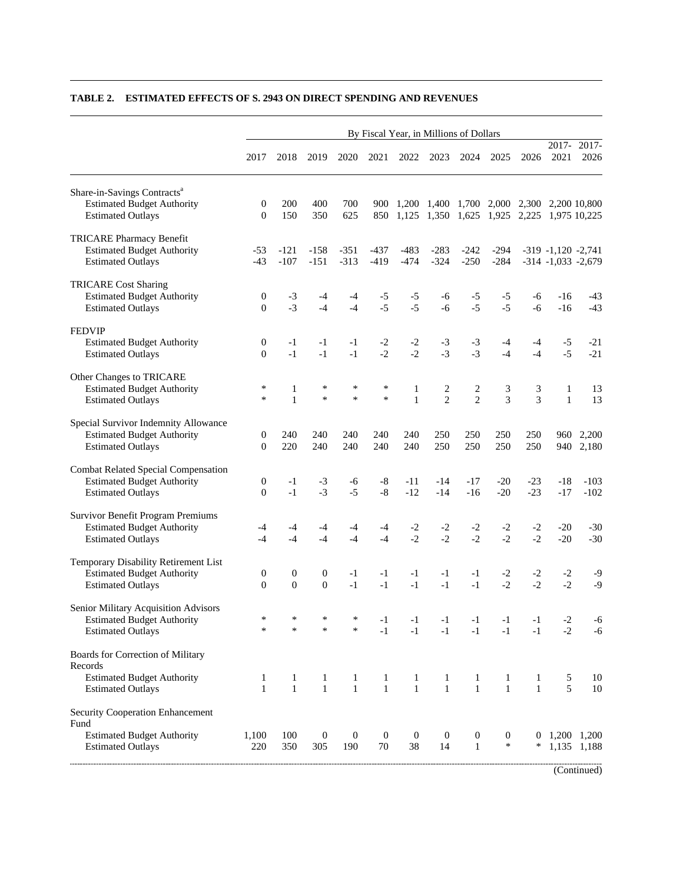**TABLE 2. ESTIMATED EFFECTS OF S. 2943 ON DIRECT SPENDING AND REVENUES**

| | By Fiscal Year, in Millions of Dollars | | | | | | | | | | | |
|---|---|---|---|---|---|---|---|---|---|---|---|---|
| | 2017 | 2018 | 2019 | 2020 | 2021 | 2022 | 2023 | 2024 | 2025 | 2026 | 2017-2021 | 2017-2026 |
| Share-in-Savings Contracts[a] | | | | | | | | | | | | |
| Estimated Budget Authority | 0 | 200 | 400 | 700 | 900 | 1,200 | 1,400 | 1,700 | 2,000 | 2,300 | 2,200 | 10,800 |
| Estimated Outlays | 0 | 150 | 350 | 625 | 850 | 1,125 | 1,350 | 1,625 | 1,925 | 2,225 | 1,975 | 10,225 |
| TRICARE Pharmacy Benefit | | | | | | | | | | | | |
| Estimated Budget Authority | -53 | -121 | -158 | -351 | -437 | -483 | -283 | -242 | -294 | -319 | -1,120 | -2,741 |
| Estimated Outlays | -43 | -107 | -151 | -313 | -419 | -474 | -324 | -250 | -284 | -314 | -1,033 | -2,679 |
| TRICARE Cost Sharing | | | | | | | | | | | | |
| Estimated Budget Authority | 0 | -3 | -4 | -4 | -5 | -5 | -6 | -5 | -5 | -6 | -16 | -43 |
| Estimated Outlays | 0 | -3 | -4 | -4 | -5 | -5 | -6 | -5 | -5 | -6 | -16 | -43 |
| FEDVIP | | | | | | | | | | | | |
| Estimated Budget Authority | 0 | -1 | -1 | -1 | -2 | -2 | -3 | -3 | -4 | -4 | -5 | -21 |
| Estimated Outlays | 0 | -1 | -1 | -1 | -2 | -2 | -3 | -3 | -4 | -4 | -5 | -21 |
| Other Changes to TRICARE | | | | | | | | | | | | |
| Estimated Budget Authority | * | 1 | * | * | * | 1 | 2 | 2 | 3 | 3 | 1 | 13 |
| Estimated Outlays | * | 1 | * | * | * | 1 | 2 | 2 | 3 | 3 | 1 | 13 |
| Special Survivor Indemnity Allowance | | | | | | | | | | | | |
| Estimated Budget Authority | 0 | 240 | 240 | 240 | 240 | 240 | 250 | 250 | 250 | 250 | 960 | 2,200 |
| Estimated Outlays | 0 | 220 | 240 | 240 | 240 | 240 | 250 | 250 | 250 | 250 | 940 | 2,180 |
| Combat Related Special Compensation | | | | | | | | | | | | |
| Estimated Budget Authority | 0 | -1 | -3 | -6 | -8 | -11 | -14 | -17 | -20 | -23 | -18 | -103 |
| Estimated Outlays | 0 | -1 | -3 | -5 | -8 | -12 | -14 | -16 | -20 | -23 | -17 | -102 |
| Survivor Benefit Program Premiums | | | | | | | | | | | | |
| Estimated Budget Authority | -4 | -4 | -4 | -4 | -4 | -2 | -2 | -2 | -2 | -2 | -20 | -30 |
| Estimated Outlays | -4 | -4 | -4 | -4 | -4 | -2 | -2 | -2 | -2 | -2 | -20 | -30 |
| Temporary Disability Retirement List | | | | | | | | | | | | |
| Estimated Budget Authority | 0 | 0 | 0 | -1 | -1 | -1 | -1 | -1 | -2 | -2 | -2 | -9 |
| Estimated Outlays | 0 | 0 | 0 | -1 | -1 | -1 | -1 | -1 | -2 | -2 | -2 | -9 |
| Senior Military Acquisition Advisors | | | | | | | | | | | | |
| Estimated Budget Authority | * | * | * | * | -1 | -1 | -1 | -1 | -1 | -1 | -2 | -6 |
| Estimated Outlays | * | * | * | * | -1 | -1 | -1 | -1 | -1 | -1 | -2 | -6 |
| Boards for Correction of Military Records | | | | | | | | | | | | |
| Estimated Budget Authority | 1 | 1 | 1 | 1 | 1 | 1 | 1 | 1 | 1 | 1 | 5 | 10 |
| Estimated Outlays | 1 | 1 | 1 | 1 | 1 | 1 | 1 | 1 | 1 | 1 | 5 | 10 |
| Security Cooperation Enhancement Fund | | | | | | | | | | | | |
| Estimated Budget Authority | 1,100 | 100 | 0 | 0 | 0 | 0 | 0 | 0 | 0 | 0 | 1,200 | 1,200 |
| Estimated Outlays | 220 | 350 | 305 | 190 | 70 | 38 | 14 | 1 | * | * | 1,135 | 1,188 |

(Continued)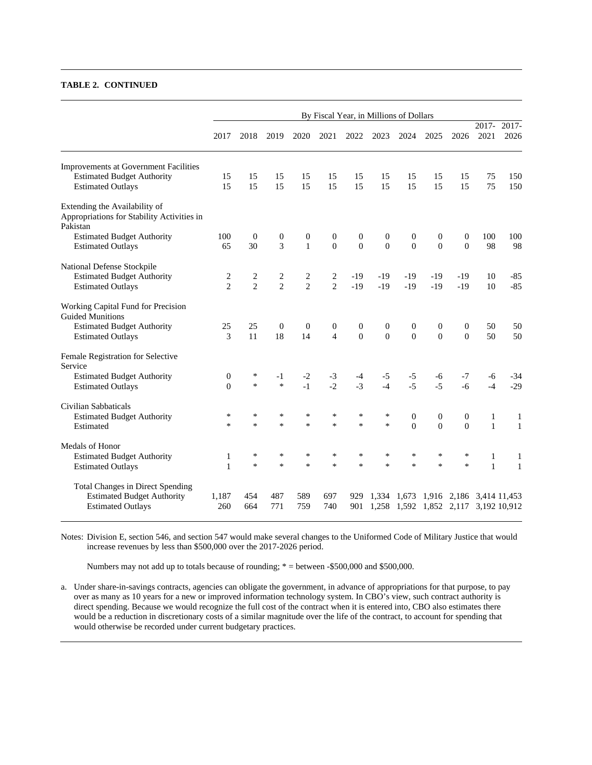**TABLE 2. CONTINUED**

| | By Fiscal Year, in Millions of Dollars | | | | | | | | | | | |
|---|---|---|---|---|---|---|---|---|---|---|---|---|
| | 2017 | 2018 | 2019 | 2020 | 2021 | 2022 | 2023 | 2024 | 2025 | 2026 | 2017-2021 | 2017-2026 |
| Improvements at Government Facilities | | | | | | | | | | | | |
| Estimated Budget Authority | 15 | 15 | 15 | 15 | 15 | 15 | 15 | 15 | 15 | 15 | 75 | 150 |
| Estimated Outlays | 15 | 15 | 15 | 15 | 15 | 15 | 15 | 15 | 15 | 15 | 75 | 150 |
| Extending the Availability of Appropriations for Stability Activities in Pakistan | | | | | | | | | | | | |
| Estimated Budget Authority | 100 | 0 | 0 | 0 | 0 | 0 | 0 | 0 | 0 | 0 | 100 | 100 |
| Estimated Outlays | 65 | 30 | 3 | 1 | 0 | 0 | 0 | 0 | 0 | 0 | 98 | 98 |
| National Defense Stockpile | | | | | | | | | | | | |
| Estimated Budget Authority | 2 | 2 | 2 | 2 | 2 | -19 | -19 | -19 | -19 | -19 | 10 | -85 |
| Estimated Outlays | 2 | 2 | 2 | 2 | 2 | -19 | -19 | -19 | -19 | -19 | 10 | -85 |
| Working Capital Fund for Precision Guided Munitions | | | | | | | | | | | | |
| Estimated Budget Authority | 25 | 25 | 0 | 0 | 0 | 0 | 0 | 0 | 0 | 0 | 50 | 50 |
| Estimated Outlays | 3 | 11 | 18 | 14 | 4 | 0 | 0 | 0 | 0 | 0 | 50 | 50 |
| Female Registration for Selective Service | | | | | | | | | | | | |
| Estimated Budget Authority | 0 | * | -1 | -2 | -3 | -4 | -5 | -5 | -6 | -7 | -6 | -34 |
| Estimated Outlays | 0 | * | * | -1 | -2 | -3 | -4 | -5 | -5 | -6 | -4 | -29 |
| Civilian Sabbaticals | | | | | | | | | | | | |
| Estimated Budget Authority | * | * | * | * | * | * | * | 0 | 0 | 0 | 1 | 1 |
| Estimated | * | * | * | * | * | * | * | 0 | 0 | 0 | 1 | 1 |
| Medals of Honor | | | | | | | | | | | | |
| Estimated Budget Authority | 1 | * | * | * | * | * | * | * | * | * | 1 | 1 |
| Estimated Outlays | 1 | * | * | * | * | * | * | * | * | * | 1 | 1 |
| Total Changes in Direct Spending | | | | | | | | | | | | |
| Estimated Budget Authority | 1,187 | 454 | 487 | 589 | 697 | 929 | 1,334 | 1,673 | 1,916 | 2,186 | 3,414 | 11,453 |
| Estimated Outlays | 260 | 664 | 771 | 759 | 740 | 901 | 1,258 | 1,592 | 1,852 | 2,117 | 3,192 | 10,912 |

Notes: Division E, section 546, and section 547 would make several changes to the Uniformed Code of Military Justice that would increase revenues by less than $500,000 over the 2017-2026 period.

Numbers may not add up to totals because of rounding; * = between -$500,000 and $500,000.

a. Under share-in-savings contracts, agencies can obligate the government, in advance of appropriations for that purpose, to pay over as many as 10 years for a new or improved information technology system. In CBO's view, such contract authority is direct spending. Because we would recognize the full cost of the contract when it is entered into, CBO also estimates there would be a reduction in discretionary costs of a similar magnitude over the life of the contract, to account for spending that would otherwise be recorded under current budgetary practices.